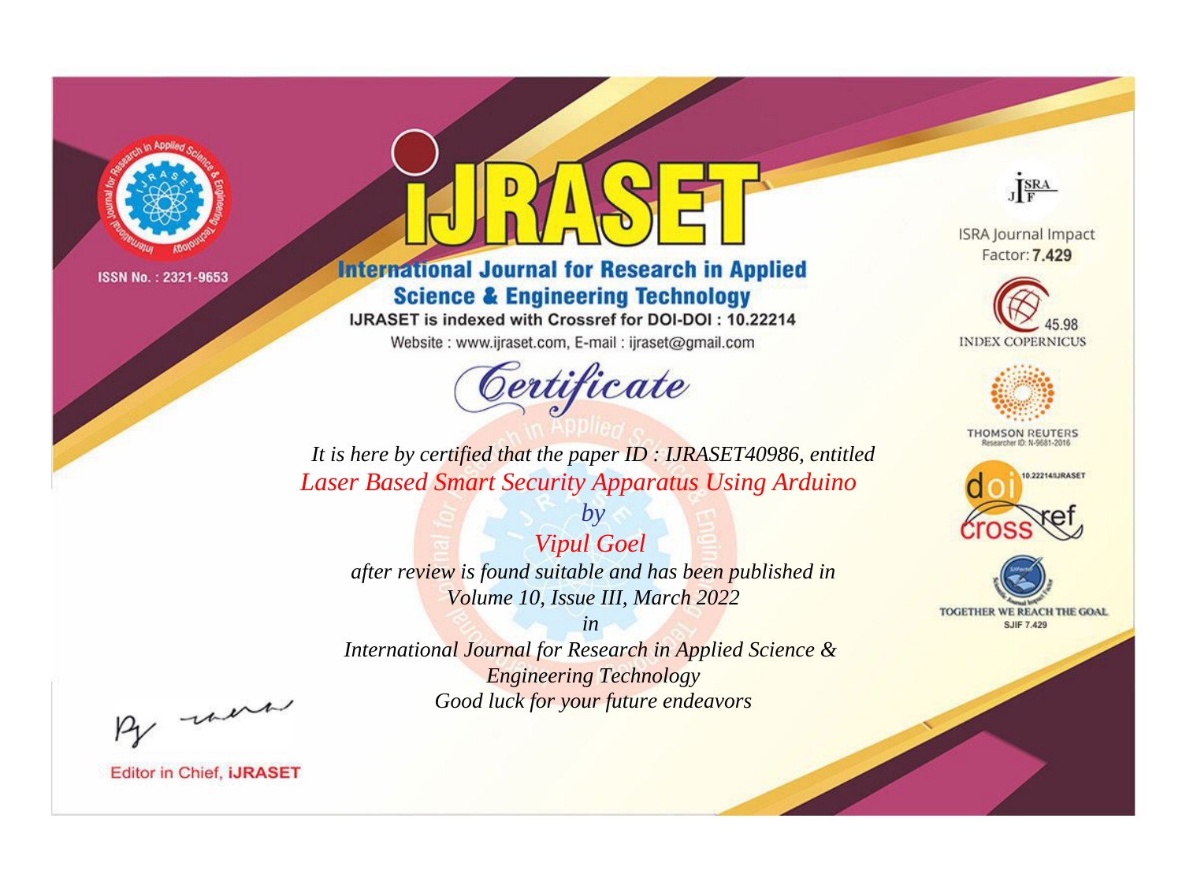ISSN No. : 2321-9653

# IJRASET

## International Journal for Research in Applied Science & Engineering Technology

IJRASET is indexed with Crossref for DOI-DOI : 10.22214

Website : www.ijraset.com, E-mail : ijraset@gmail.com

## Certificate

*It is here by certified that the paper ID : IJRASET40986, entitled*

*Laser Based Smart Security Apparatus Using Arduino*

*by*

*Vipul Goel*

*after review is found suitable and has been published in*

*Volume 10, Issue III, March 2022*

*in*

*International Journal for Research in Applied Science & Engineering Technology*

*Good luck for your future endeavors*

ISRA Journal Impact Factor: **7.429**

45.98 INDEX COPERNICUS

THOMSON REUTERS Researcher ID: N-9681-2016

10.22214/IJRASET

TOGETHER WE REACH THE GOAL SJIF 7.429

Editor in Chief, **iJRASET**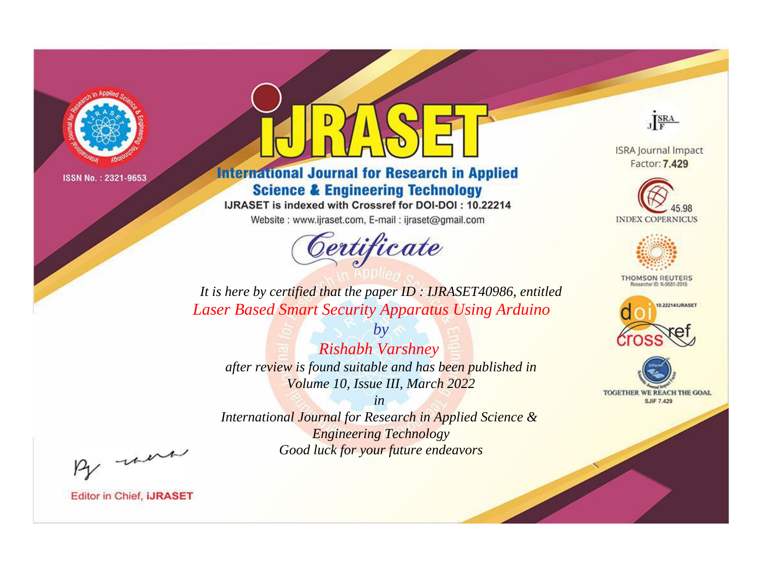ISSN No. : 2321-9653

# iJRASET

## International Journal for Research in Applied Science & Engineering Technology

IJRASET is indexed with Crossref for DOI-DOI : 10.22214

Website : www.ijraset.com, E-mail : ijraset@gmail.com

## Certificate

*It is here by certified that the paper ID : IJRASET40986, entitled*

*Laser Based Smart Security Apparatus Using Arduino*

*by*

*Rishabh Varshney*

*after review is found suitable and has been published in*

*Volume 10, Issue III, March 2022*

*in*

*International Journal for Research in Applied Science & Engineering Technology*

*Good luck for your future endeavors*

ISRA Journal Impact Factor: **7.429**

45.98 INDEX COPERNICUS

THOMSON REUTERS Researcher ID: N-9681-2016

10.22214/IJRASET

TOGETHER WE REACH THE GOAL SJIF 7.429

Editor in Chief, **iJRASET**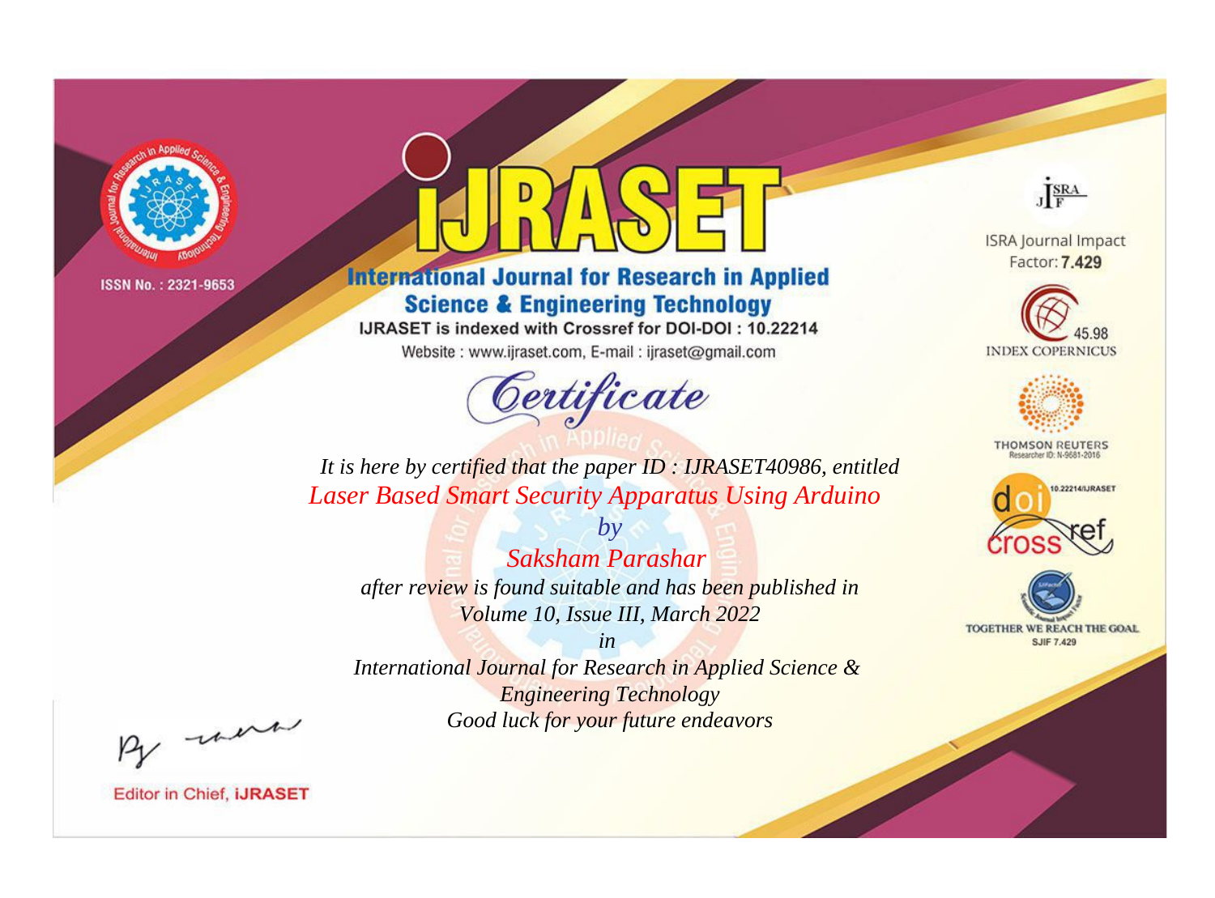ISSN No. : 2321-9653

# IJRASET

## International Journal for Research in Applied Science & Engineering Technology

IJRASET is indexed with Crossref for DOI-DOI : 10.22214

Website : www.ijraset.com, E-mail : ijraset@gmail.com

# *Certificate*

*It is here by certified that the paper ID : IJRASET40986, entitled*

*Laser Based Smart Security Apparatus Using Arduino*

*by*

*Saksham Parashar*

*after review is found suitable and has been published in*

*Volume 10, Issue III, March 2022*

*in*

*International Journal for Research in Applied Science & Engineering Technology*

*Good luck for your future endeavors*

ISRA Journal Impact Factor: **7.429**

45.98 INDEX COPERNICUS

THOMSON REUTERS Researcher ID: N-9681-2016

10.22214/IJRASET

TOGETHER WE REACH THE GOAL SJIF 7.429

Editor in Chief, **iJRASET**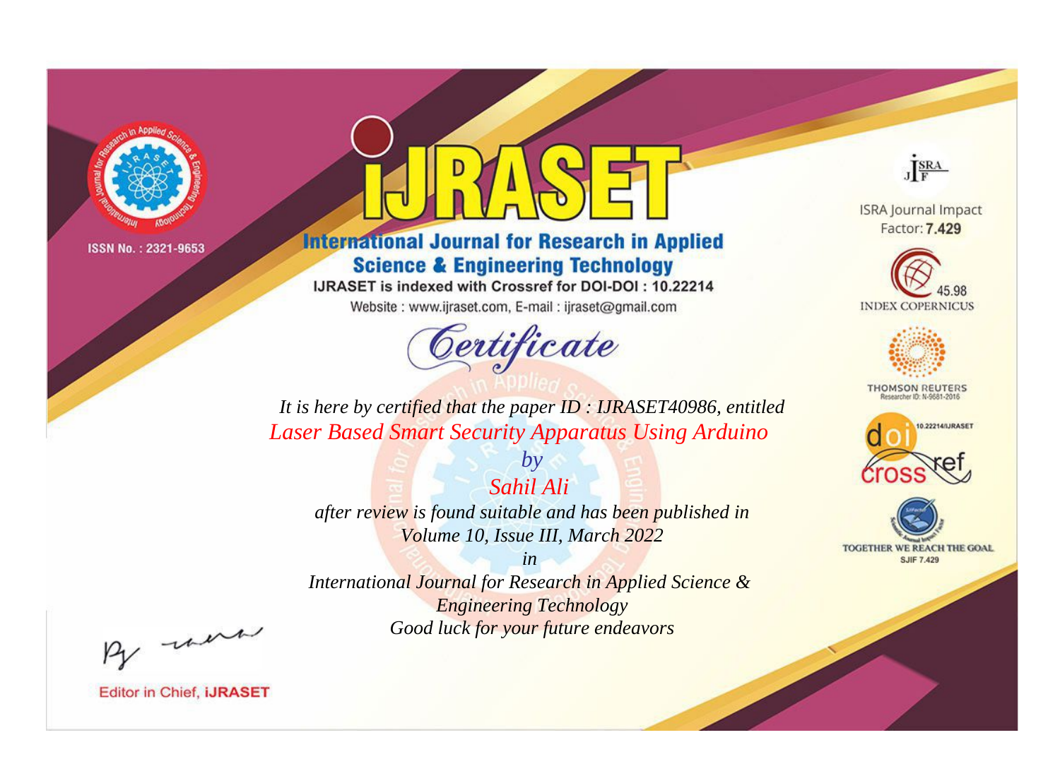ISSN No. : 2321-9653

# iJRASET

## International Journal for Research in Applied Science & Engineering Technology

IJRASET is indexed with Crossref for DOI-DOI : 10.22214

Website : www.ijraset.com, E-mail : ijraset@gmail.com

ISRA Journal Impact Factor: **7.429**

45.98 INDEX COPERNICUS

THOMSON REUTERS Researcher ID: N-9681-2016

10.22214/IJRASET

TOGETHER WE REACH THE GOAL SJIF 7.429

*Certificate*

*It is here by certified that the paper ID : IJRASET40986, entitled*

*Laser Based Smart Security Apparatus Using Arduino*

*by*

*Sahil Ali*

*after review is found suitable and has been published in*

*Volume 10, Issue III, March 2022*

*in*

*International Journal for Research in Applied Science & Engineering Technology*

*Good luck for your future endeavors*

Editor in Chief, **iJRASET**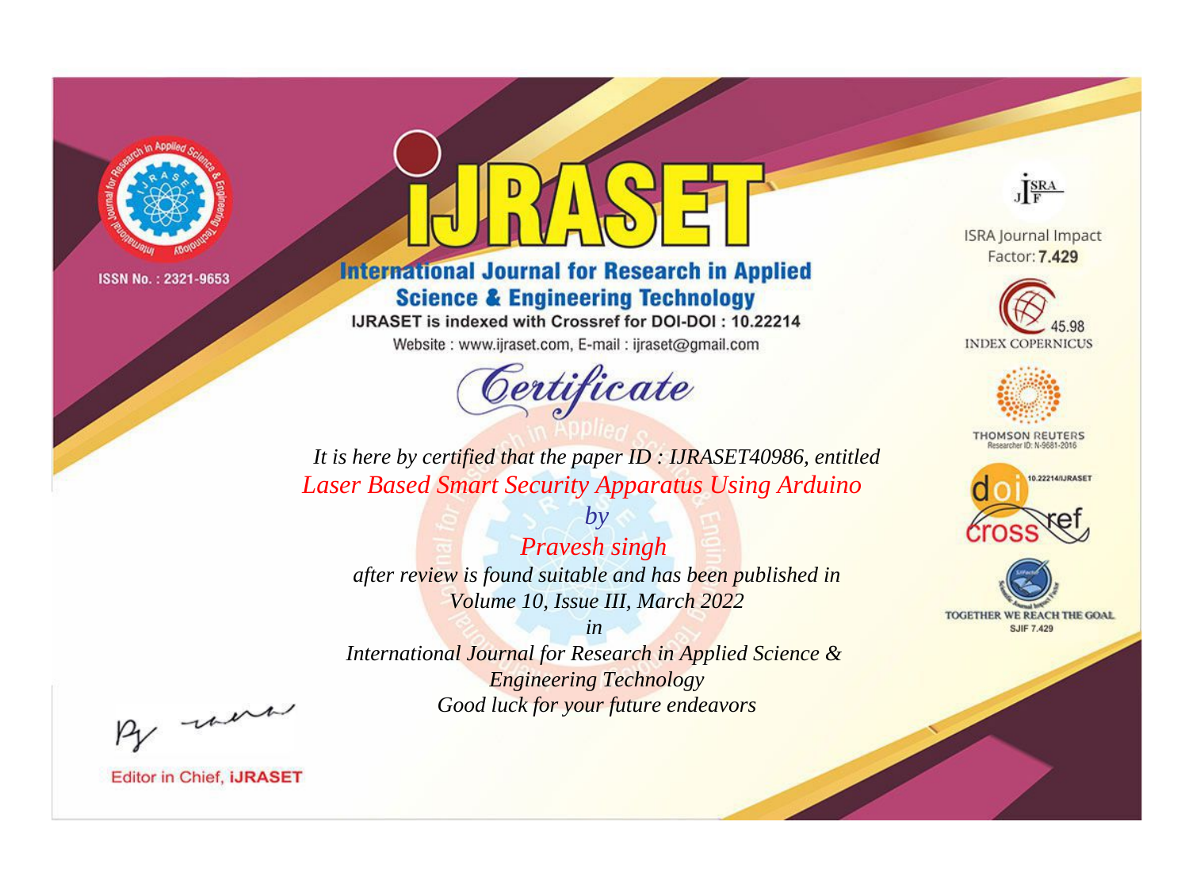ISSN No. : 2321-9653

# IJRASET

## International Journal for Research in Applied Science & Engineering Technology

IJRASET is indexed with Crossref for DOI-DOI : 10.22214

Website : www.ijraset.com, E-mail : ijraset@gmail.com

ISRA Journal Impact Factor: **7.429**

45.98 INDEX COPERNICUS

THOMSON REUTERS Researcher ID: N-9681-2016

10.22214/IJRASET

TOGETHER WE REACH THE GOAL SJIF 7.429

*Certificate*

*It is here by certified that the paper ID : IJRASET40986, entitled*

*Laser Based Smart Security Apparatus Using Arduino*

*by*

*Pravesh singh*

*after review is found suitable and has been published in*

*Volume 10, Issue III, March 2022*

*in*

*International Journal for Research in Applied Science & Engineering Technology*

*Good luck for your future endeavors*

Editor in Chief, **iJRASET**